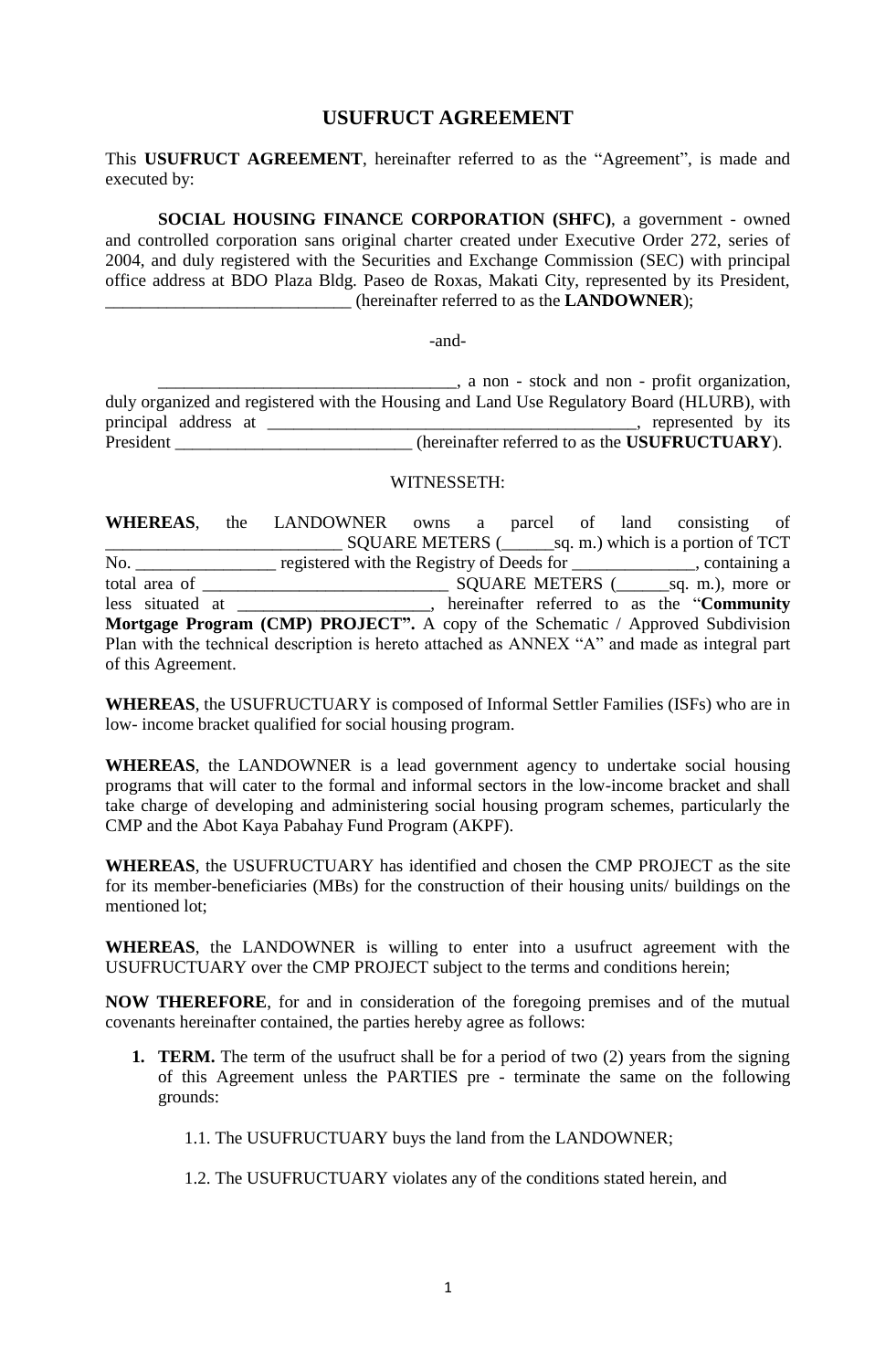# USUFRUCT AGREEMENT

This **USUFRUCT AGREEMENT**, hereinafter referred to as the "Agreement", is made and executed by:

**SOCIAL HOUSING FINANCE CORPORATION (SHFC)**, a government - owned and controlled corporation sans original charter created under Executive Order 272, series of 2004, and duly registered with the Securities and Exchange Commission (SEC) with principal office address at BDO Plaza Bldg. Paseo de Roxas, Makati City, represented by its President, ____________________________ (hereinafter referred to as the **LANDOWNER**);

-and-

___________________________________, a non - stock and non - profit organization, duly organized and registered with the Housing and Land Use Regulatory Board (HLURB), with principal address at ___________________________________________, represented by its President ___________________________ (hereinafter referred to as the **USUFRUCTUARY**).

WITNESSETH:

**WHEREAS**, the LANDOWNER owns a parcel of land consisting of ___________________________ SQUARE METERS (______sq. m.) which is a portion of TCT No. ________________ registered with the Registry of Deeds for ______________, containing a total area of ____________________________ SQUARE METERS (______sq. m.), more or less situated at ______________________, hereinafter referred to as the "**Community Mortgage Program (CMP) PROJECT".** A copy of the Schematic / Approved Subdivision Plan with the technical description is hereto attached as ANNEX "A" and made as integral part of this Agreement.

**WHEREAS**, the USUFRUCTUARY is composed of Informal Settler Families (ISFs) who are in low- income bracket qualified for social housing program.

**WHEREAS**, the LANDOWNER is a lead government agency to undertake social housing programs that will cater to the formal and informal sectors in the low-income bracket and shall take charge of developing and administering social housing program schemes, particularly the CMP and the Abot Kaya Pabahay Fund Program (AKPF).

**WHEREAS**, the USUFRUCTUARY has identified and chosen the CMP PROJECT as the site for its member-beneficiaries (MBs) for the construction of their housing units/ buildings on the mentioned lot;

**WHEREAS**, the LANDOWNER is willing to enter into a usufruct agreement with the USUFRUCTUARY over the CMP PROJECT subject to the terms and conditions herein;

**NOW THEREFORE**, for and in consideration of the foregoing premises and of the mutual covenants hereinafter contained, the parties hereby agree as follows:

1. **TERM.** The term of the usufruct shall be for a period of two (2) years from the signing of this Agreement unless the PARTIES pre - terminate the same on the following grounds:

   1.1. The USUFRUCTUARY buys the land from the LANDOWNER;

   1.2. The USUFRUCTUARY violates any of the conditions stated herein, and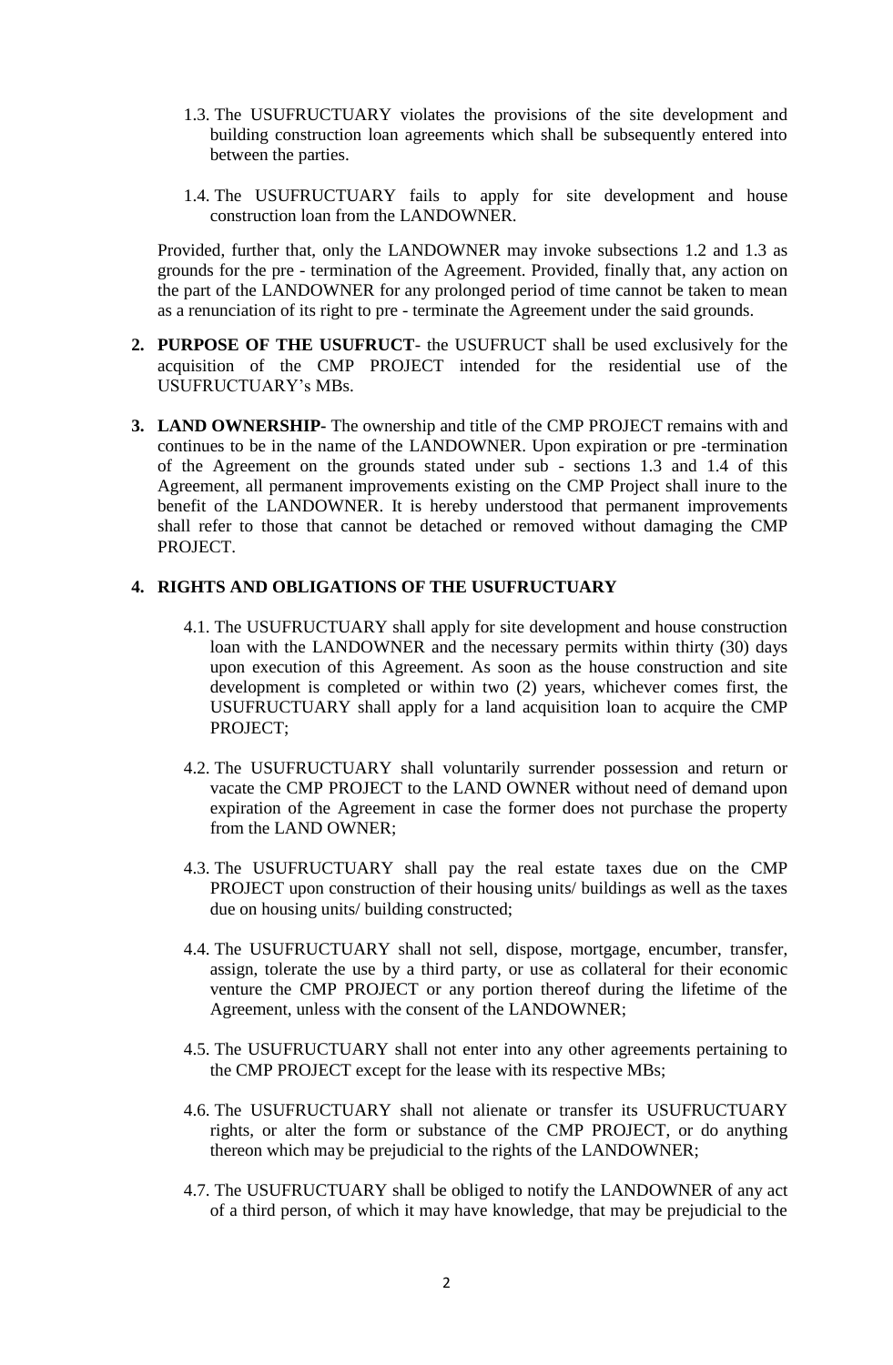1.3. The USUFRUCTUARY violates the provisions of the site development and building construction loan agreements which shall be subsequently entered into between the parties.

1.4. The USUFRUCTUARY fails to apply for site development and house construction loan from the LANDOWNER.

Provided, further that, only the LANDOWNER may invoke subsections 1.2 and 1.3 as grounds for the pre - termination of the Agreement. Provided, finally that, any action on the part of the LANDOWNER for any prolonged period of time cannot be taken to mean as a renunciation of its right to pre - terminate the Agreement under the said grounds.

2. **PURPOSE OF THE USUFRUCT**- the USUFRUCT shall be used exclusively for the acquisition of the CMP PROJECT intended for the residential use of the USUFRUCTUARY's MBs.

3. **LAND OWNERSHIP**- The ownership and title of the CMP PROJECT remains with and continues to be in the name of the LANDOWNER. Upon expiration or pre -termination of the Agreement on the grounds stated under sub - sections 1.3 and 1.4 of this Agreement, all permanent improvements existing on the CMP Project shall inure to the benefit of the LANDOWNER. It is hereby understood that permanent improvements shall refer to those that cannot be detached or removed without damaging the CMP PROJECT.

4. **RIGHTS AND OBLIGATIONS OF THE USUFRUCTUARY**

4.1. The USUFRUCTUARY shall apply for site development and house construction loan with the LANDOWNER and the necessary permits within thirty (30) days upon execution of this Agreement. As soon as the house construction and site development is completed or within two (2) years, whichever comes first, the USUFRUCTUARY shall apply for a land acquisition loan to acquire the CMP PROJECT;

4.2. The USUFRUCTUARY shall voluntarily surrender possession and return or vacate the CMP PROJECT to the LAND OWNER without need of demand upon expiration of the Agreement in case the former does not purchase the property from the LAND OWNER;

4.3. The USUFRUCTUARY shall pay the real estate taxes due on the CMP PROJECT upon construction of their housing units/ buildings as well as the taxes due on housing units/ building constructed;

4.4. The USUFRUCTUARY shall not sell, dispose, mortgage, encumber, transfer, assign, tolerate the use by a third party, or use as collateral for their economic venture the CMP PROJECT or any portion thereof during the lifetime of the Agreement, unless with the consent of the LANDOWNER;

4.5. The USUFRUCTUARY shall not enter into any other agreements pertaining to the CMP PROJECT except for the lease with its respective MBs;

4.6. The USUFRUCTUARY shall not alienate or transfer its USUFRUCTUARY rights, or alter the form or substance of the CMP PROJECT, or do anything thereon which may be prejudicial to the rights of the LANDOWNER;

4.7. The USUFRUCTUARY shall be obliged to notify the LANDOWNER of any act of a third person, of which it may have knowledge, that may be prejudicial to the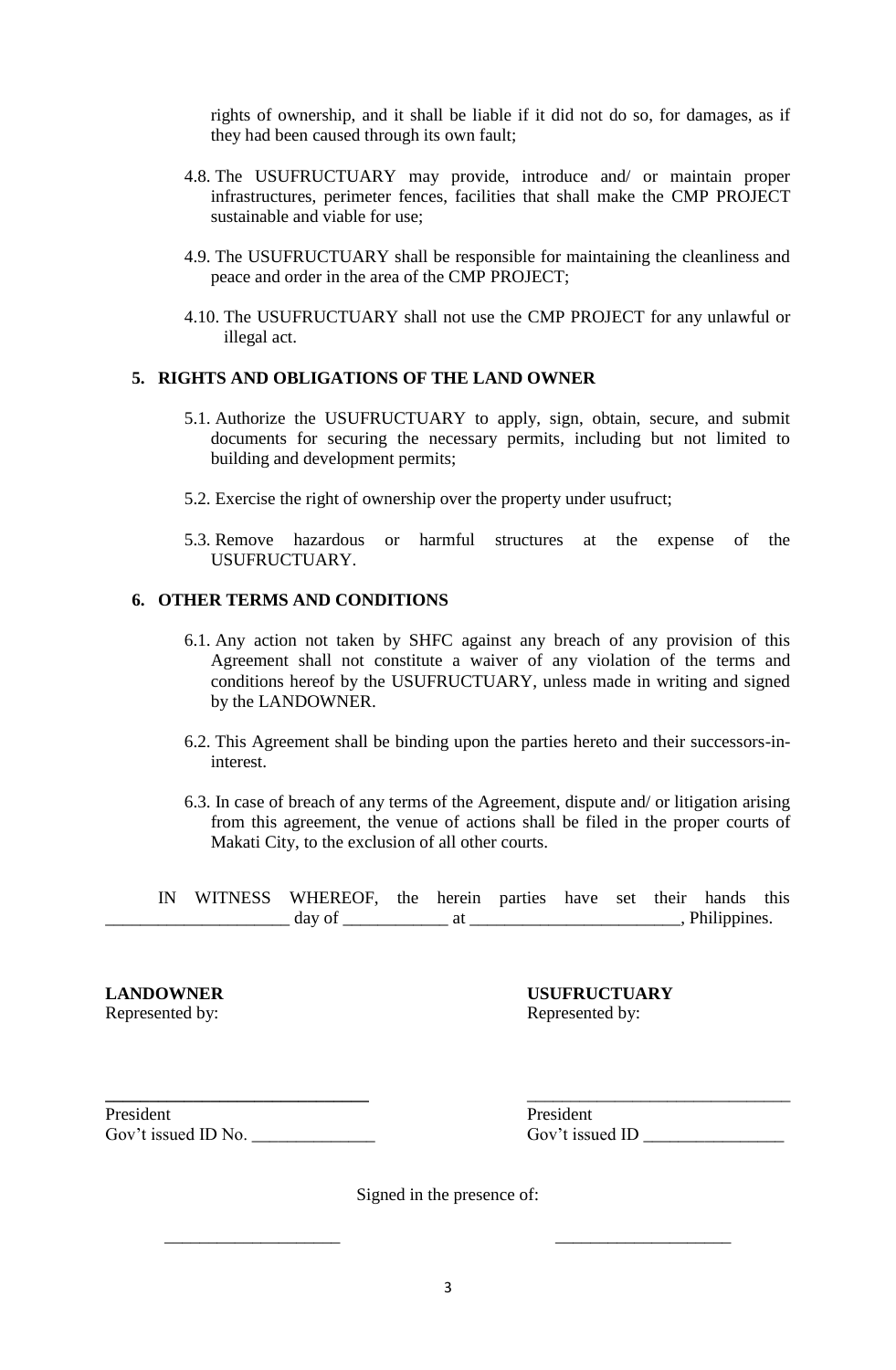rights of ownership, and it shall be liable if it did not do so, for damages, as if they had been caused through its own fault;

4.8. The USUFRUCTUARY may provide, introduce and/ or maintain proper infrastructures, perimeter fences, facilities that shall make the CMP PROJECT sustainable and viable for use;

4.9. The USUFRUCTUARY shall be responsible for maintaining the cleanliness and peace and order in the area of the CMP PROJECT;

4.10. The USUFRUCTUARY shall not use the CMP PROJECT for any unlawful or illegal act.

**5. RIGHTS AND OBLIGATIONS OF THE LAND OWNER**

5.1. Authorize the USUFRUCTUARY to apply, sign, obtain, secure, and submit documents for securing the necessary permits, including but not limited to building and development permits;

5.2. Exercise the right of ownership over the property under usufruct;

5.3. Remove hazardous or harmful structures at the expense of the USUFRUCTUARY.

**6. OTHER TERMS AND CONDITIONS**

6.1. Any action not taken by SHFC against any breach of any provision of this Agreement shall not constitute a waiver of any violation of the terms and conditions hereof by the USUFRUCTUARY, unless made in writing and signed by the LANDOWNER.

6.2. This Agreement shall be binding upon the parties hereto and their successors-in-interest.

6.3. In case of breach of any terms of the Agreement, dispute and/ or litigation arising from this agreement, the venue of actions shall be filed in the proper courts of Makati City, to the exclusion of all other courts.

IN WITNESS WHEREOF, the herein parties have set their hands this _____________________ day of ____________ at ________________________, Philippines.

**LANDOWNER**
Represented by:

______________________________
President
Gov't issued ID No. ______________

**USUFRUCTUARY**
Represented by:

______________________________
President
Gov't issued ID ________________

Signed in the presence of:

____________________ ____________________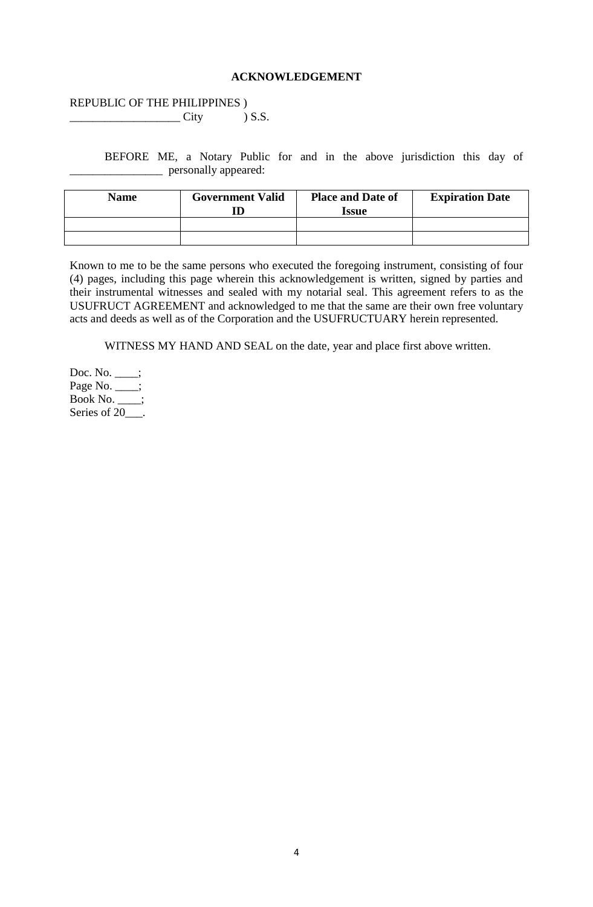**ACKNOWLEDGEMENT**

REPUBLIC OF THE PHILIPPINES )
___________________ City ) S.S.

BEFORE ME, a Notary Public for and in the above jurisdiction this day of ________________ personally appeared:

| Name | Government Valid ID | Place and Date of Issue | Expiration Date |
|---|---|---|---|
| | | | |
| | | | |

Known to me to be the same persons who executed the foregoing instrument, consisting of four (4) pages, including this page wherein this acknowledgement is written, signed by parties and their instrumental witnesses and sealed with my notarial seal. This agreement refers to as the USUFRUCT AGREEMENT and acknowledged to me that the same are their own free voluntary acts and deeds as well as of the Corporation and the USUFRUCTUARY herein represented.

WITNESS MY HAND AND SEAL on the date, year and place first above written.

Doc. No. ____;
Page No. ____;
Book No. ____;
Series of 20___.